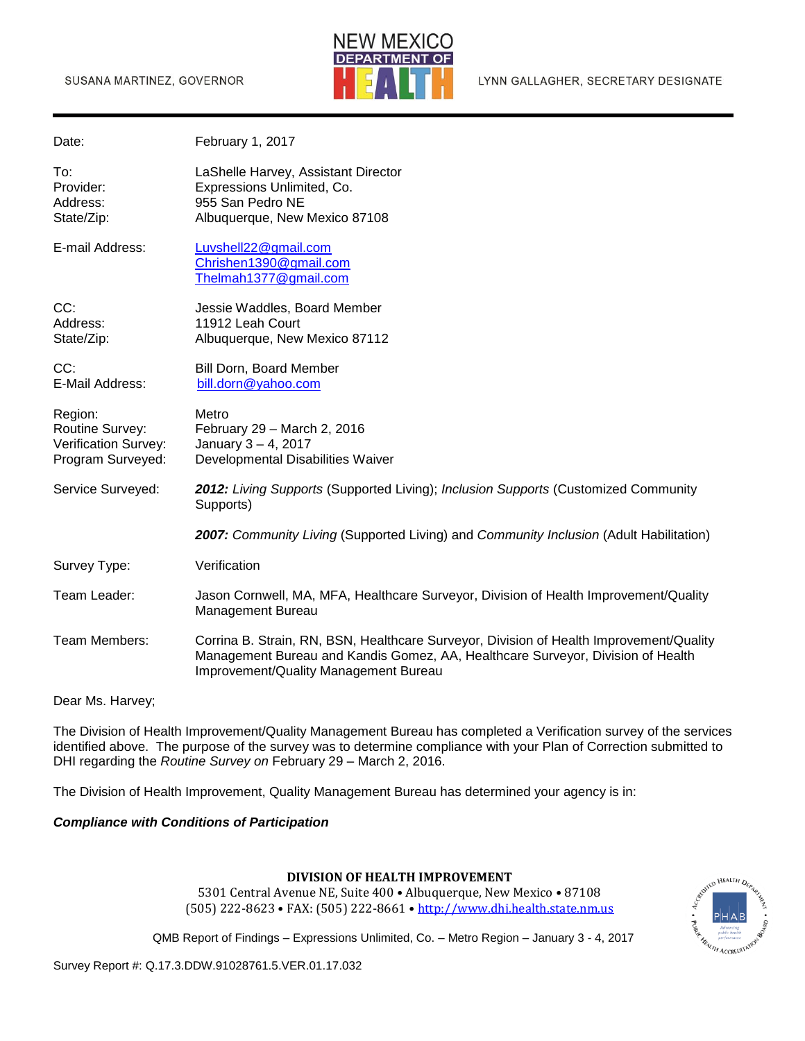SUSANA MARTINEZ, GOVERNOR

NEW MEXICO DEPARTMENT OF HEALTH

LYNN GALLAGHER, SECRETARY DESIGNATE

| | |
|---|---|
| Date: | February 1, 2017 |
| To: | LaShelle Harvey, Assistant Director |
| Provider: | Expressions Unlimited, Co. |
| Address: | 955 San Pedro NE |
| State/Zip: | Albuquerque, New Mexico 87108 |
| E-mail Address: | Luvshell22@gmail.com<br>Chrishen1390@gmail.com<br>Thelmah1377@gmail.com |
| CC: | Jessie Waddles, Board Member |
| Address: | 11912 Leah Court |
| State/Zip: | Albuquerque, New Mexico 87112 |
| CC: | Bill Dorn, Board Member |
| E-Mail Address: | bill.dorn@yahoo.com |
| Region: | Metro |
| Routine Survey: | February 29 – March 2, 2016 |
| Verification Survey: | January 3 – 4, 2017 |
| Program Surveyed: | Developmental Disabilities Waiver |
| Service Surveyed: | ***2012:*** *Living Supports* (Supported Living); *Inclusion Supports* (Customized Community Supports)<br><br>***2007:*** *Community Living* (Supported Living) and *Community Inclusion* (Adult Habilitation) |
| Survey Type: | Verification |
| Team Leader: | Jason Cornwell, MA, MFA, Healthcare Surveyor, Division of Health Improvement/Quality Management Bureau |
| Team Members: | Corrina B. Strain, RN, BSN, Healthcare Surveyor, Division of Health Improvement/Quality Management Bureau and Kandis Gomez, AA, Healthcare Surveyor, Division of Health Improvement/Quality Management Bureau |

Dear Ms. Harvey;

The Division of Health Improvement/Quality Management Bureau has completed a Verification survey of the services identified above. The purpose of the survey was to determine compliance with your Plan of Correction submitted to DHI regarding the *Routine Survey on* February 29 – March 2, 2016.

The Division of Health Improvement, Quality Management Bureau has determined your agency is in:

***Compliance with Conditions of Participation***

**DIVISION OF HEALTH IMPROVEMENT**
5301 Central Avenue NE, Suite 400 • Albuquerque, New Mexico • 87108
(505) 222-8623 • FAX: (505) 222-8661 • http://www.dhi.health.state.nm.us

QMB Report of Findings – Expressions Unlimited, Co. – Metro Region – January 3 - 4, 2017

Survey Report #: Q.17.3.DDW.91028761.5.VER.01.17.032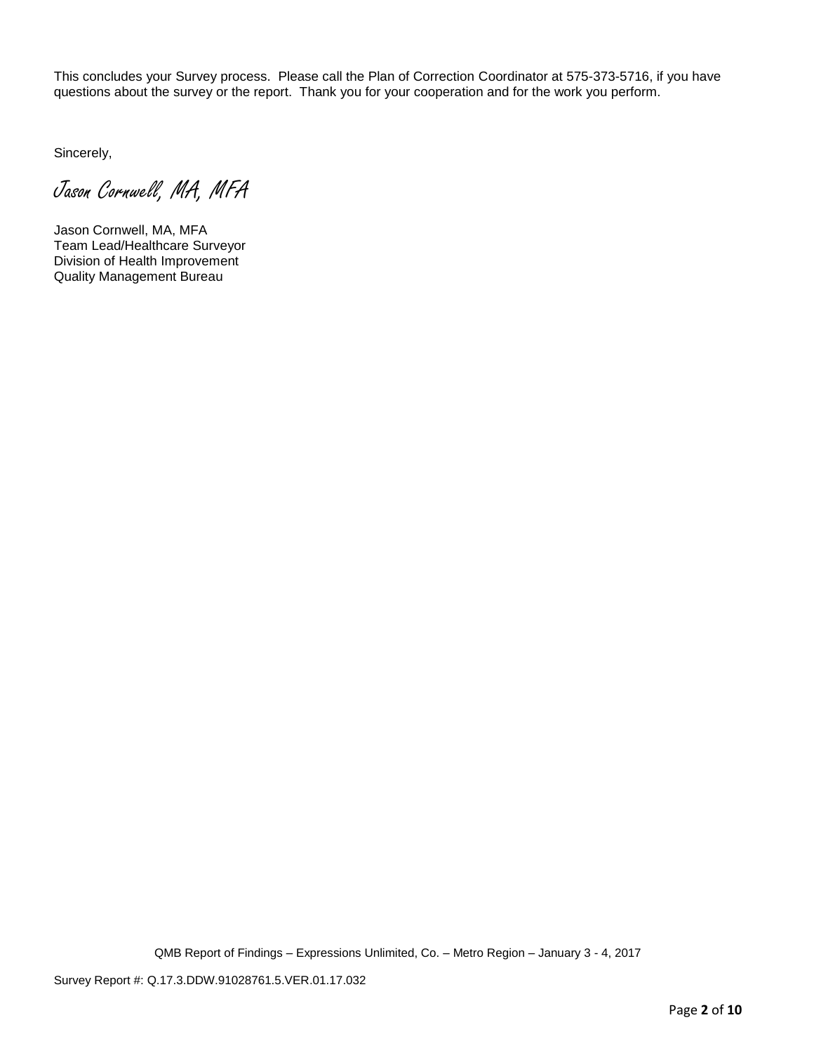This concludes your Survey process. Please call the Plan of Correction Coordinator at 575-373-5716, if you have questions about the survey or the report. Thank you for your cooperation and for the work you perform.

Sincerely,

*Jason Cornwell, MA, MFA*

Jason Cornwell, MA, MFA
Team Lead/Healthcare Surveyor
Division of Health Improvement
Quality Management Bureau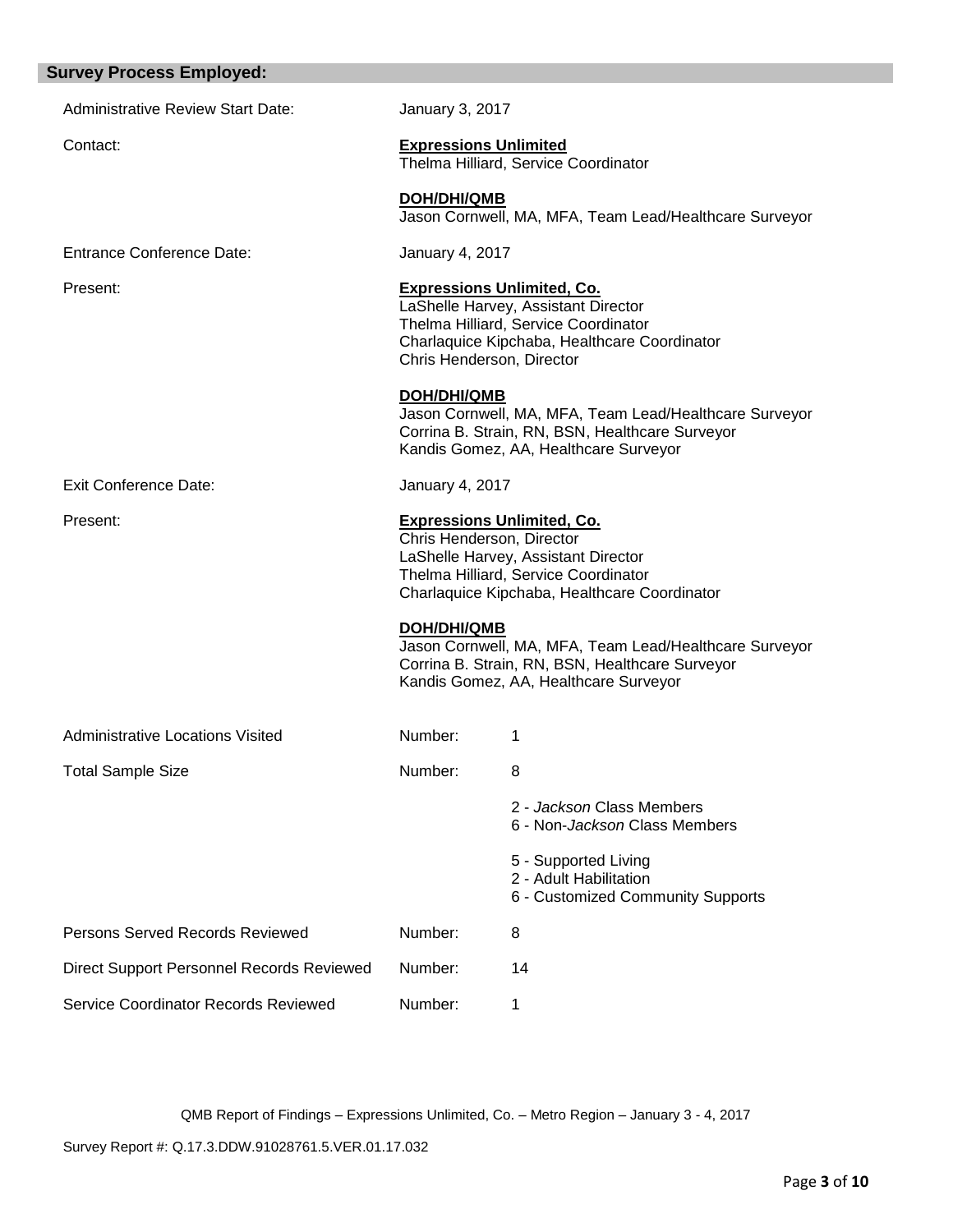## Survey Process Employed:

Administrative Review Start Date: January 3, 2017

Contact:

**Expressions Unlimited**
Thelma Hilliard, Service Coordinator

**DOH/DHI/QMB**
Jason Cornwell, MA, MFA, Team Lead/Healthcare Surveyor

Entrance Conference Date: January 4, 2017

Present:

**Expressions Unlimited, Co.**
LaShelle Harvey, Assistant Director
Thelma Hilliard, Service Coordinator
Charlaquice Kipchaba, Healthcare Coordinator
Chris Henderson, Director

**DOH/DHI/QMB**
Jason Cornwell, MA, MFA, Team Lead/Healthcare Surveyor
Corrina B. Strain, RN, BSN, Healthcare Surveyor
Kandis Gomez, AA, Healthcare Surveyor

Exit Conference Date: January 4, 2017

Present:

**Expressions Unlimited, Co.**
Chris Henderson, Director
LaShelle Harvey, Assistant Director
Thelma Hilliard, Service Coordinator
Charlaquice Kipchaba, Healthcare Coordinator

**DOH/DHI/QMB**
Jason Cornwell, MA, MFA, Team Lead/Healthcare Surveyor
Corrina B. Strain, RN, BSN, Healthcare Surveyor
Kandis Gomez, AA, Healthcare Surveyor

Administrative Locations Visited — Number: 1

Total Sample Size — Number: 8

- 2 - *Jackson* Class Members
- 6 - Non-*Jackson* Class Members

- 5 - Supported Living
- 2 - Adult Habilitation
- 6 - Customized Community Supports

Persons Served Records Reviewed — Number: 8

Direct Support Personnel Records Reviewed — Number: 14

Service Coordinator Records Reviewed — Number: 1

QMB Report of Findings – Expressions Unlimited, Co. – Metro Region – January 3 - 4, 2017

Survey Report #: Q.17.3.DDW.91028761.5.VER.01.17.032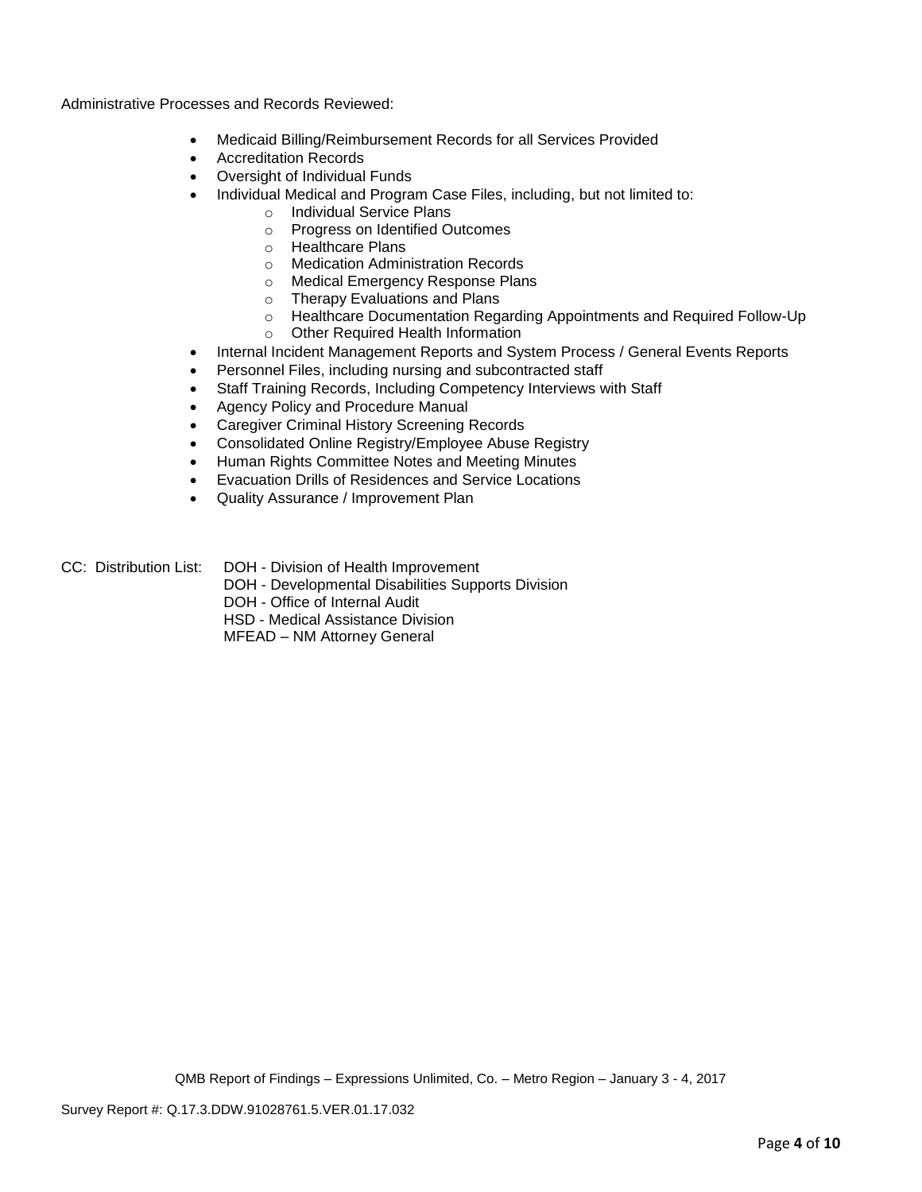Administrative Processes and Records Reviewed:

- Medicaid Billing/Reimbursement Records for all Services Provided
- Accreditation Records
- Oversight of Individual Funds
- Individual Medical and Program Case Files, including, but not limited to:
  - Individual Service Plans
  - Progress on Identified Outcomes
  - Healthcare Plans
  - Medication Administration Records
  - Medical Emergency Response Plans
  - Therapy Evaluations and Plans
  - Healthcare Documentation Regarding Appointments and Required Follow-Up
  - Other Required Health Information
- Internal Incident Management Reports and System Process / General Events Reports
- Personnel Files, including nursing and subcontracted staff
- Staff Training Records, Including Competency Interviews with Staff
- Agency Policy and Procedure Manual
- Caregiver Criminal History Screening Records
- Consolidated Online Registry/Employee Abuse Registry
- Human Rights Committee Notes and Meeting Minutes
- Evacuation Drills of Residences and Service Locations
- Quality Assurance / Improvement Plan

CC: Distribution List: DOH - Division of Health Improvement
DOH - Developmental Disabilities Supports Division
DOH - Office of Internal Audit
HSD - Medical Assistance Division
MFEAD – NM Attorney General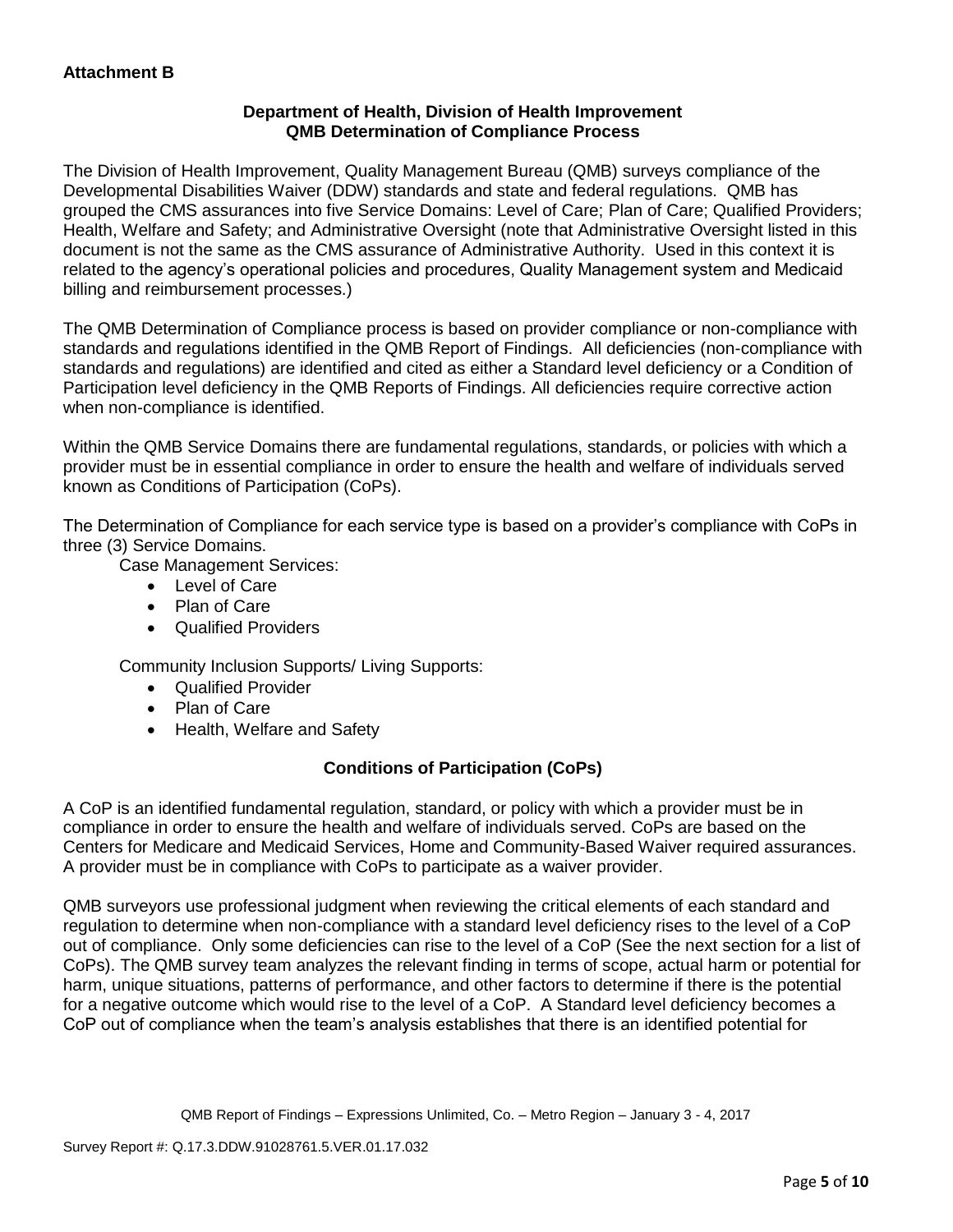**Attachment B**

**Department of Health, Division of Health Improvement**
**QMB Determination of Compliance Process**

The Division of Health Improvement, Quality Management Bureau (QMB) surveys compliance of the Developmental Disabilities Waiver (DDW) standards and state and federal regulations. QMB has grouped the CMS assurances into five Service Domains: Level of Care; Plan of Care; Qualified Providers; Health, Welfare and Safety; and Administrative Oversight (note that Administrative Oversight listed in this document is not the same as the CMS assurance of Administrative Authority. Used in this context it is related to the agency's operational policies and procedures, Quality Management system and Medicaid billing and reimbursement processes.)

The QMB Determination of Compliance process is based on provider compliance or non-compliance with standards and regulations identified in the QMB Report of Findings. All deficiencies (non-compliance with standards and regulations) are identified and cited as either a Standard level deficiency or a Condition of Participation level deficiency in the QMB Reports of Findings. All deficiencies require corrective action when non-compliance is identified.

Within the QMB Service Domains there are fundamental regulations, standards, or policies with which a provider must be in essential compliance in order to ensure the health and welfare of individuals served known as Conditions of Participation (CoPs).

The Determination of Compliance for each service type is based on a provider's compliance with CoPs in three (3) Service Domains.

Case Management Services:

- Level of Care
- Plan of Care
- Qualified Providers

Community Inclusion Supports/ Living Supports:

- Qualified Provider
- Plan of Care
- Health, Welfare and Safety

**Conditions of Participation (CoPs)**

A CoP is an identified fundamental regulation, standard, or policy with which a provider must be in compliance in order to ensure the health and welfare of individuals served. CoPs are based on the Centers for Medicare and Medicaid Services, Home and Community-Based Waiver required assurances. A provider must be in compliance with CoPs to participate as a waiver provider.

QMB surveyors use professional judgment when reviewing the critical elements of each standard and regulation to determine when non-compliance with a standard level deficiency rises to the level of a CoP out of compliance. Only some deficiencies can rise to the level of a CoP (See the next section for a list of CoPs). The QMB survey team analyzes the relevant finding in terms of scope, actual harm or potential for harm, unique situations, patterns of performance, and other factors to determine if there is the potential for a negative outcome which would rise to the level of a CoP. A Standard level deficiency becomes a CoP out of compliance when the team's analysis establishes that there is an identified potential for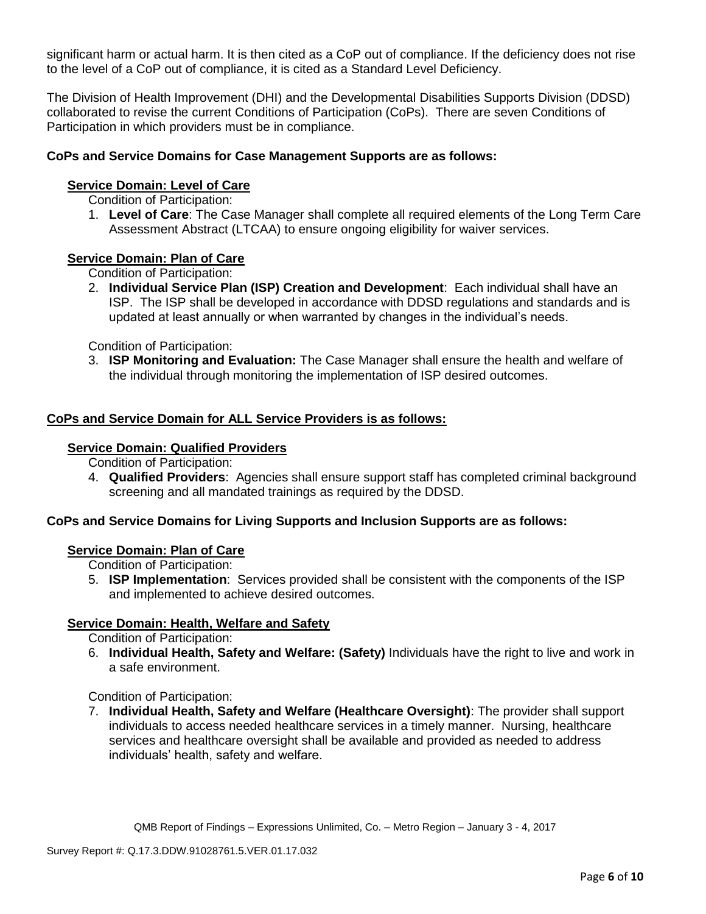significant harm or actual harm. It is then cited as a CoP out of compliance. If the deficiency does not rise to the level of a CoP out of compliance, it is cited as a Standard Level Deficiency.

The Division of Health Improvement (DHI) and the Developmental Disabilities Supports Division (DDSD) collaborated to revise the current Conditions of Participation (CoPs). There are seven Conditions of Participation in which providers must be in compliance.

**CoPs and Service Domains for Case Management Supports are as follows:**

**Service Domain: Level of Care**

Condition of Participation:

1. **Level of Care**: The Case Manager shall complete all required elements of the Long Term Care Assessment Abstract (LTCAA) to ensure ongoing eligibility for waiver services.

**Service Domain: Plan of Care**

Condition of Participation:

2. **Individual Service Plan (ISP) Creation and Development**: Each individual shall have an ISP. The ISP shall be developed in accordance with DDSD regulations and standards and is updated at least annually or when warranted by changes in the individual's needs.

Condition of Participation:

3. **ISP Monitoring and Evaluation:** The Case Manager shall ensure the health and welfare of the individual through monitoring the implementation of ISP desired outcomes.

**CoPs and Service Domain for ALL Service Providers is as follows:**

**Service Domain: Qualified Providers**

Condition of Participation:

4. **Qualified Providers**: Agencies shall ensure support staff has completed criminal background screening and all mandated trainings as required by the DDSD.

**CoPs and Service Domains for Living Supports and Inclusion Supports are as follows:**

**Service Domain: Plan of Care**

Condition of Participation:

5. **ISP Implementation**: Services provided shall be consistent with the components of the ISP and implemented to achieve desired outcomes.

**Service Domain: Health, Welfare and Safety**

Condition of Participation:

6. **Individual Health, Safety and Welfare: (Safety)** Individuals have the right to live and work in a safe environment.

Condition of Participation:

7. **Individual Health, Safety and Welfare (Healthcare Oversight)**: The provider shall support individuals to access needed healthcare services in a timely manner. Nursing, healthcare services and healthcare oversight shall be available and provided as needed to address individuals' health, safety and welfare.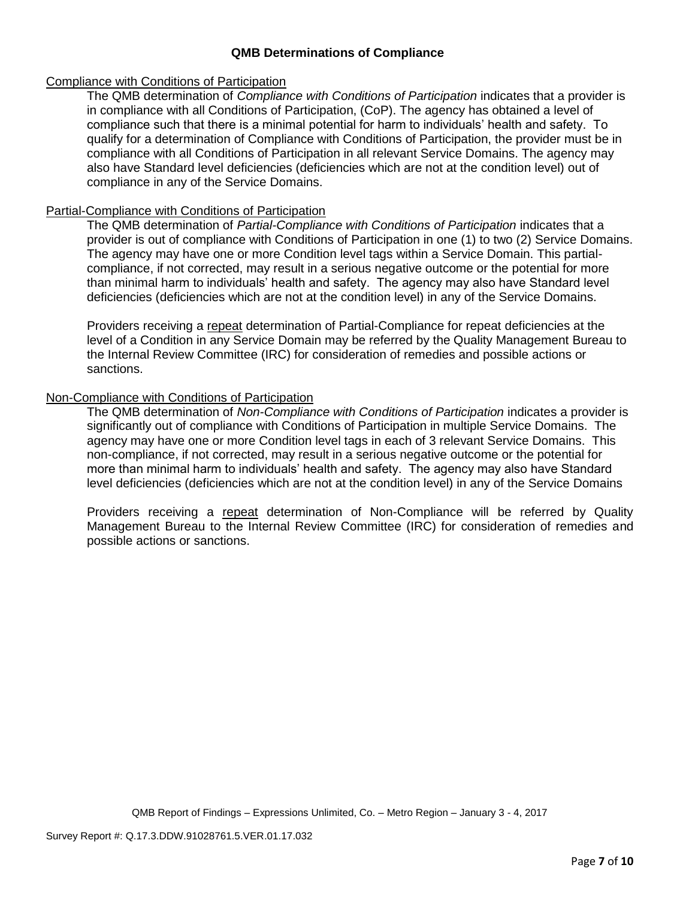## QMB Determinations of Compliance

<u>Compliance with Conditions of Participation</u>

The QMB determination of *Compliance with Conditions of Participation* indicates that a provider is in compliance with all Conditions of Participation, (CoP). The agency has obtained a level of compliance such that there is a minimal potential for harm to individuals' health and safety. To qualify for a determination of Compliance with Conditions of Participation, the provider must be in compliance with all Conditions of Participation in all relevant Service Domains. The agency may also have Standard level deficiencies (deficiencies which are not at the condition level) out of compliance in any of the Service Domains.

<u>Partial-Compliance with Conditions of Participation</u>

The QMB determination of *Partial-Compliance with Conditions of Participation* indicates that a provider is out of compliance with Conditions of Participation in one (1) to two (2) Service Domains. The agency may have one or more Condition level tags within a Service Domain. This partial-compliance, if not corrected, may result in a serious negative outcome or the potential for more than minimal harm to individuals' health and safety. The agency may also have Standard level deficiencies (deficiencies which are not at the condition level) in any of the Service Domains.

Providers receiving a <u>repeat</u> determination of Partial-Compliance for repeat deficiencies at the level of a Condition in any Service Domain may be referred by the Quality Management Bureau to the Internal Review Committee (IRC) for consideration of remedies and possible actions or sanctions.

<u>Non-Compliance with Conditions of Participation</u>

The QMB determination of *Non-Compliance with Conditions of Participation* indicates a provider is significantly out of compliance with Conditions of Participation in multiple Service Domains. The agency may have one or more Condition level tags in each of 3 relevant Service Domains. This non-compliance, if not corrected, may result in a serious negative outcome or the potential for more than minimal harm to individuals' health and safety. The agency may also have Standard level deficiencies (deficiencies which are not at the condition level) in any of the Service Domains

Providers receiving a <u>repeat</u> determination of Non-Compliance will be referred by Quality Management Bureau to the Internal Review Committee (IRC) for consideration of remedies and possible actions or sanctions.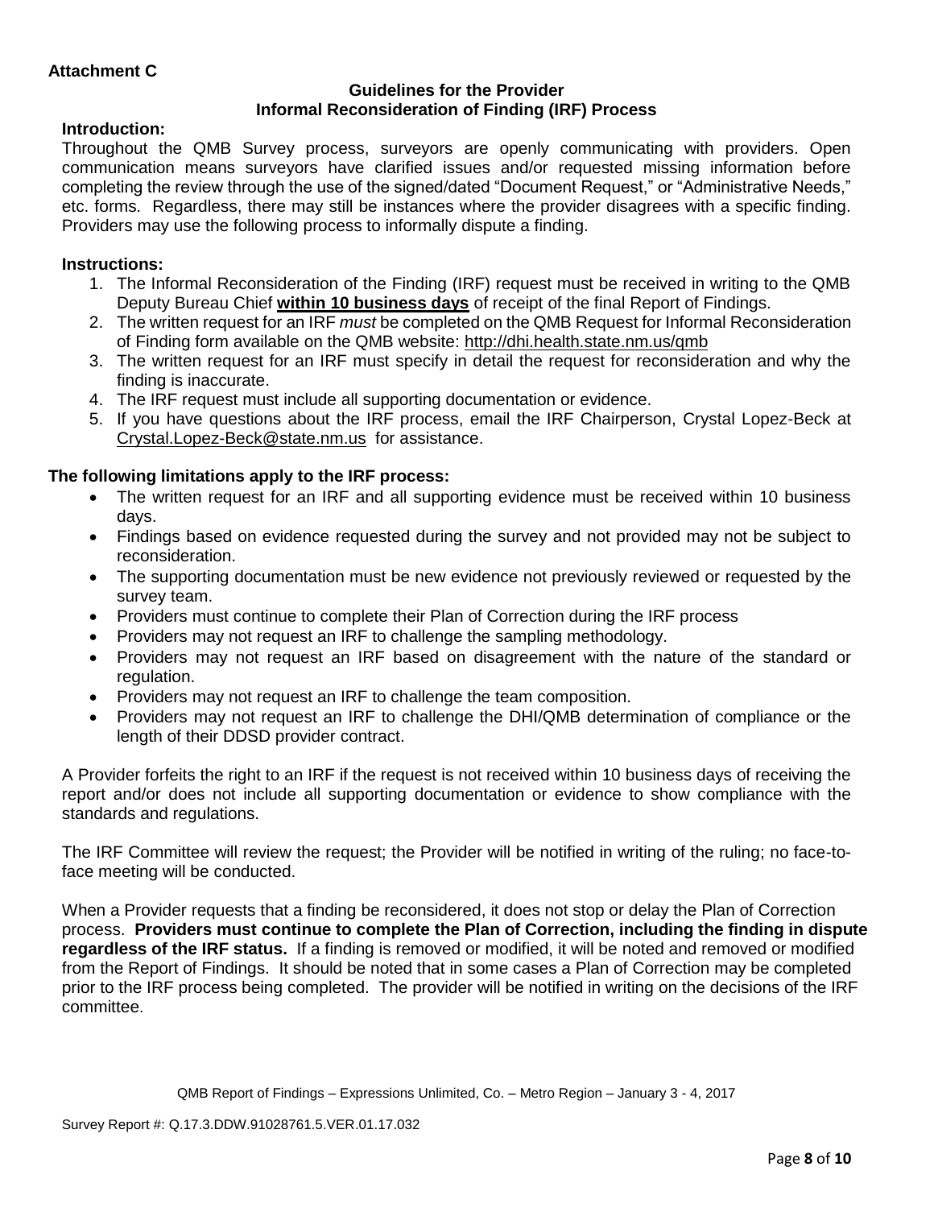**Attachment C**

**Guidelines for the Provider**
**Informal Reconsideration of Finding (IRF) Process**

**Introduction:**

Throughout the QMB Survey process, surveyors are openly communicating with providers. Open communication means surveyors have clarified issues and/or requested missing information before completing the review through the use of the signed/dated "Document Request," or "Administrative Needs," etc. forms. Regardless, there may still be instances where the provider disagrees with a specific finding. Providers may use the following process to informally dispute a finding.

**Instructions:**

1. The Informal Reconsideration of the Finding (IRF) request must be received in writing to the QMB Deputy Bureau Chief **within 10 business days** of receipt of the final Report of Findings.
2. The written request for an IRF *must* be completed on the QMB Request for Informal Reconsideration of Finding form available on the QMB website: http://dhi.health.state.nm.us/qmb
3. The written request for an IRF must specify in detail the request for reconsideration and why the finding is inaccurate.
4. The IRF request must include all supporting documentation or evidence.
5. If you have questions about the IRF process, email the IRF Chairperson, Crystal Lopez-Beck at Crystal.Lopez-Beck@state.nm.us for assistance.

**The following limitations apply to the IRF process:**

- The written request for an IRF and all supporting evidence must be received within 10 business days.
- Findings based on evidence requested during the survey and not provided may not be subject to reconsideration.
- The supporting documentation must be new evidence not previously reviewed or requested by the survey team.
- Providers must continue to complete their Plan of Correction during the IRF process
- Providers may not request an IRF to challenge the sampling methodology.
- Providers may not request an IRF based on disagreement with the nature of the standard or regulation.
- Providers may not request an IRF to challenge the team composition.
- Providers may not request an IRF to challenge the DHI/QMB determination of compliance or the length of their DDSD provider contract.

A Provider forfeits the right to an IRF if the request is not received within 10 business days of receiving the report and/or does not include all supporting documentation or evidence to show compliance with the standards and regulations.

The IRF Committee will review the request; the Provider will be notified in writing of the ruling; no face-to-face meeting will be conducted.

When a Provider requests that a finding be reconsidered, it does not stop or delay the Plan of Correction process. **Providers must continue to complete the Plan of Correction, including the finding in dispute regardless of the IRF status.** If a finding is removed or modified, it will be noted and removed or modified from the Report of Findings. It should be noted that in some cases a Plan of Correction may be completed prior to the IRF process being completed. The provider will be notified in writing on the decisions of the IRF committee.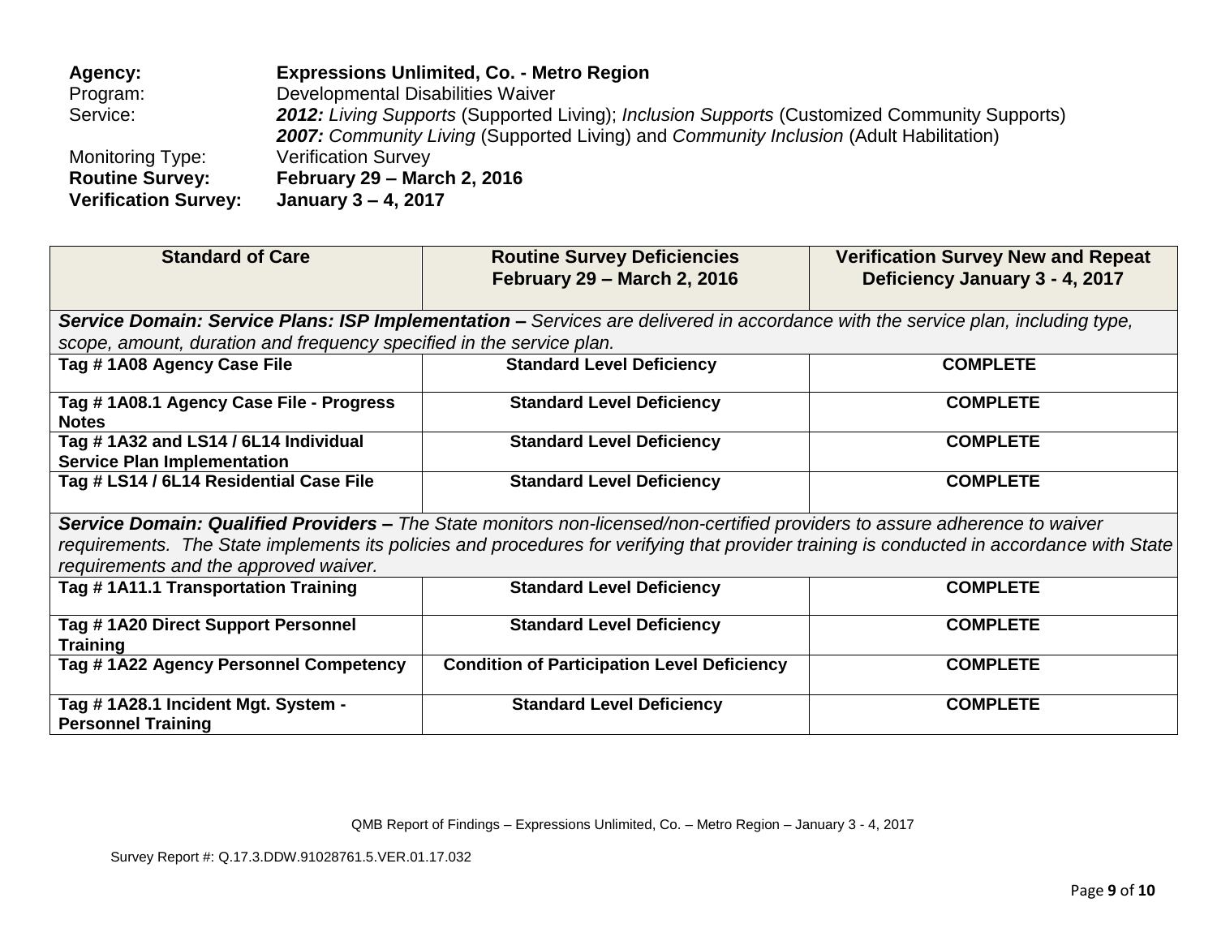**Agency:** **Expressions Unlimited, Co. - Metro Region**
Program: Developmental Disabilities Waiver
Service: ***2012:*** *Living Supports* (Supported Living); *Inclusion Supports* (Customized Community Supports)
***2007:*** *Community Living* (Supported Living) and *Community Inclusion* (Adult Habilitation)
Monitoring Type: Verification Survey
**Routine Survey:** **February 29 – March 2, 2016**
**Verification Survey:** **January 3 – 4, 2017**

| Standard of Care | Routine Survey Deficiencies February 29 – March 2, 2016 | Verification Survey New and Repeat Deficiency January 3 - 4, 2017 |
|---|---|---|
| ***Service Domain: Service Plans: ISP Implementation –*** *Services are delivered in accordance with the service plan, including type, scope, amount, duration and frequency specified in the service plan.* | | |
| **Tag # 1A08 Agency Case File** | **Standard Level Deficiency** | **COMPLETE** |
| **Tag # 1A08.1 Agency Case File - Progress Notes** | **Standard Level Deficiency** | **COMPLETE** |
| **Tag # 1A32 and LS14 / 6L14 Individual Service Plan Implementation** | **Standard Level Deficiency** | **COMPLETE** |
| **Tag # LS14 / 6L14 Residential Case File** | **Standard Level Deficiency** | **COMPLETE** |
| ***Service Domain: Qualified Providers –*** *The State monitors non-licensed/non-certified providers to assure adherence to waiver requirements. The State implements its policies and procedures for verifying that provider training is conducted in accordance with State requirements and the approved waiver.* | | |
| **Tag # 1A11.1 Transportation Training** | **Standard Level Deficiency** | **COMPLETE** |
| **Tag # 1A20 Direct Support Personnel Training** | **Standard Level Deficiency** | **COMPLETE** |
| **Tag # 1A22 Agency Personnel Competency** | **Condition of Participation Level Deficiency** | **COMPLETE** |
| **Tag # 1A28.1 Incident Mgt. System - Personnel Training** | **Standard Level Deficiency** | **COMPLETE** |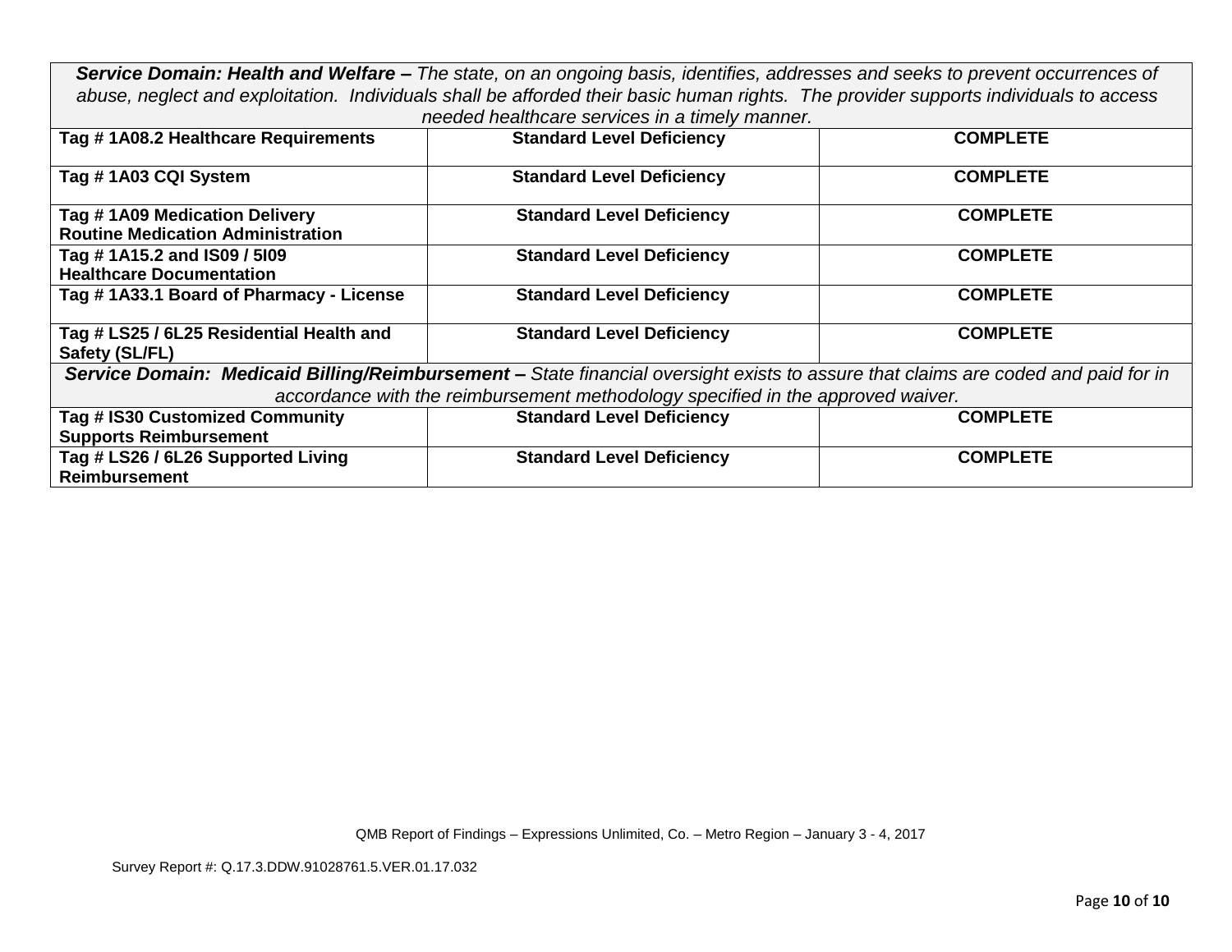| | | |
|---|---|---|
| ***Service Domain: Health and Welfare –*** *The state, on an ongoing basis, identifies, addresses and seeks to prevent occurrences of abuse, neglect and exploitation. Individuals shall be afforded their basic human rights. The provider supports individuals to access needed healthcare services in a timely manner.* | | |
| **Tag # 1A08.2 Healthcare Requirements** | **Standard Level Deficiency** | **COMPLETE** |
| **Tag # 1A03 CQI System** | **Standard Level Deficiency** | **COMPLETE** |
| **Tag # 1A09 Medication Delivery Routine Medication Administration** | **Standard Level Deficiency** | **COMPLETE** |
| **Tag # 1A15.2 and IS09 / 5I09 Healthcare Documentation** | **Standard Level Deficiency** | **COMPLETE** |
| **Tag # 1A33.1 Board of Pharmacy - License** | **Standard Level Deficiency** | **COMPLETE** |
| **Tag # LS25 / 6L25 Residential Health and Safety (SL/FL)** | **Standard Level Deficiency** | **COMPLETE** |
| ***Service Domain: Medicaid Billing/Reimbursement –*** *State financial oversight exists to assure that claims are coded and paid for in accordance with the reimbursement methodology specified in the approved waiver.* | | |
| **Tag # IS30 Customized Community Supports Reimbursement** | **Standard Level Deficiency** | **COMPLETE** |
| **Tag # LS26 / 6L26 Supported Living Reimbursement** | **Standard Level Deficiency** | **COMPLETE** |